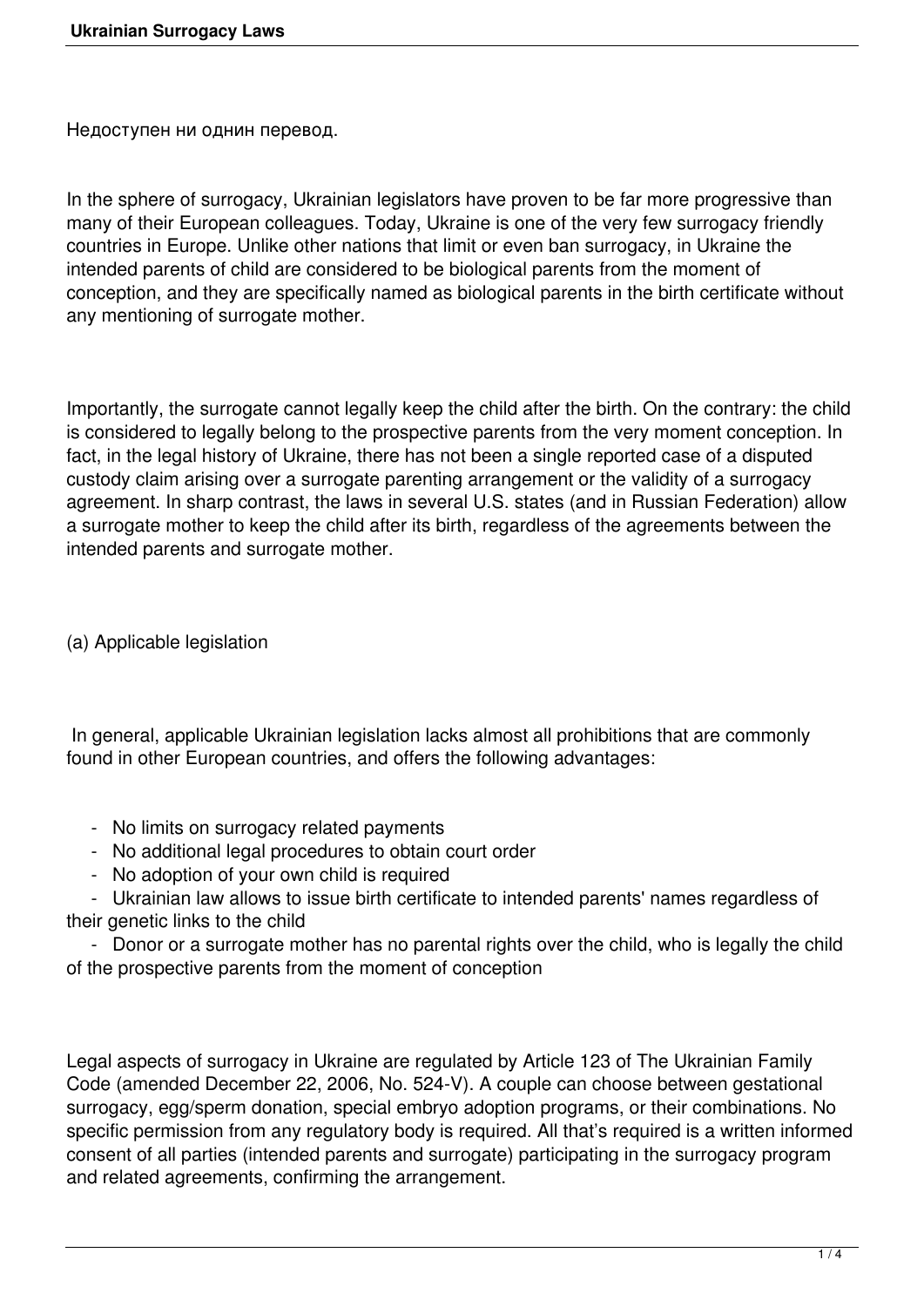Недоступен ни однин перевод.

In the sphere of surrogacy, Ukrainian legislators have proven to be far more progressive than many of their European colleagues. Today, Ukraine is one of the very few surrogacy friendly countries in Europe. Unlike other nations that limit or even ban surrogacy, in Ukraine the intended parents of child are considered to be biological parents from the moment of conception, and they are specifically named as biological parents in the birth certificate without any mentioning of surrogate mother.

Importantly, the surrogate cannot legally keep the child after the birth. On the contrary: the child is considered to legally belong to the prospective parents from the very moment conception. In fact, in the legal history of Ukraine, there has not been a single reported case of a disputed custody claim arising over a surrogate parenting arrangement or the validity of a surrogacy agreement. In sharp contrast, the laws in several U.S. states (and in Russian Federation) allow a surrogate mother to keep the child after its birth, regardless of the agreements between the intended parents and surrogate mother.

(a) Applicable legislation

In general, applicable Ukrainian legislation lacks almost all prohibitions that are commonly found in other European countries, and offers the following advantages:

- No limits on surrogacy related payments
- No additional legal procedures to obtain court order
- No adoption of your own child is required
- Ukrainian law allows to issue birth certificate to intended parents' names regardless of their genetic links to the child
- Donor or a surrogate mother has no parental rights over the child, who is legally the child of the prospective parents from the moment of conception

Legal aspects of surrogacy in Ukraine are regulated by Article 123 of The Ukrainian Family Code (amended December 22, 2006, No. 524-V). A couple can choose between gestational surrogacy, egg/sperm donation, special embryo adoption programs, or their combinations. No specific permission from any regulatory body is required. All that's required is a written informed consent of all parties (intended parents and surrogate) participating in the surrogacy program and related agreements, confirming the arrangement.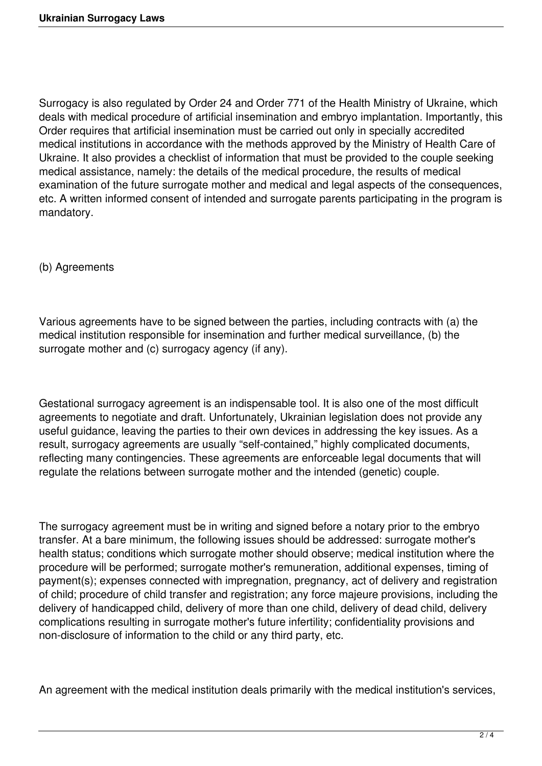Surrogacy is also regulated by Order 24 and Order 771 of the Health Ministry of Ukraine, which deals with medical procedure of artificial insemination and embryo implantation. Importantly, this Order requires that artificial insemination must be carried out only in specially accredited medical institutions in accordance with the methods approved by the Ministry of Health Care of Ukraine. It also provides a checklist of information that must be provided to the couple seeking medical assistance, namely: the details of the medical procedure, the results of medical examination of the future surrogate mother and medical and legal aspects of the consequences, etc. A written informed consent of intended and surrogate parents participating in the program is mandatory.

(b) Agreements

Various agreements have to be signed between the parties, including contracts with (a) the medical institution responsible for insemination and further medical surveillance, (b) the surrogate mother and (c) surrogacy agency (if any).

Gestational surrogacy agreement is an indispensable tool. It is also one of the most difficult agreements to negotiate and draft. Unfortunately, Ukrainian legislation does not provide any useful guidance, leaving the parties to their own devices in addressing the key issues. As a result, surrogacy agreements are usually "self-contained," highly complicated documents, reflecting many contingencies. These agreements are enforceable legal documents that will regulate the relations between surrogate mother and the intended (genetic) couple.

The surrogacy agreement must be in writing and signed before a notary prior to the embryo transfer. At a bare minimum, the following issues should be addressed: surrogate mother's health status; conditions which surrogate mother should observe; medical institution where the procedure will be performed; surrogate mother's remuneration, additional expenses, timing of payment(s); expenses connected with impregnation, pregnancy, act of delivery and registration of child; procedure of child transfer and registration; any force majeure provisions, including the delivery of handicapped child, delivery of more than one child, delivery of dead child, delivery complications resulting in surrogate mother's future infertility; confidentiality provisions and non-disclosure of information to the child or any third party, etc.

An agreement with the medical institution deals primarily with the medical institution's services,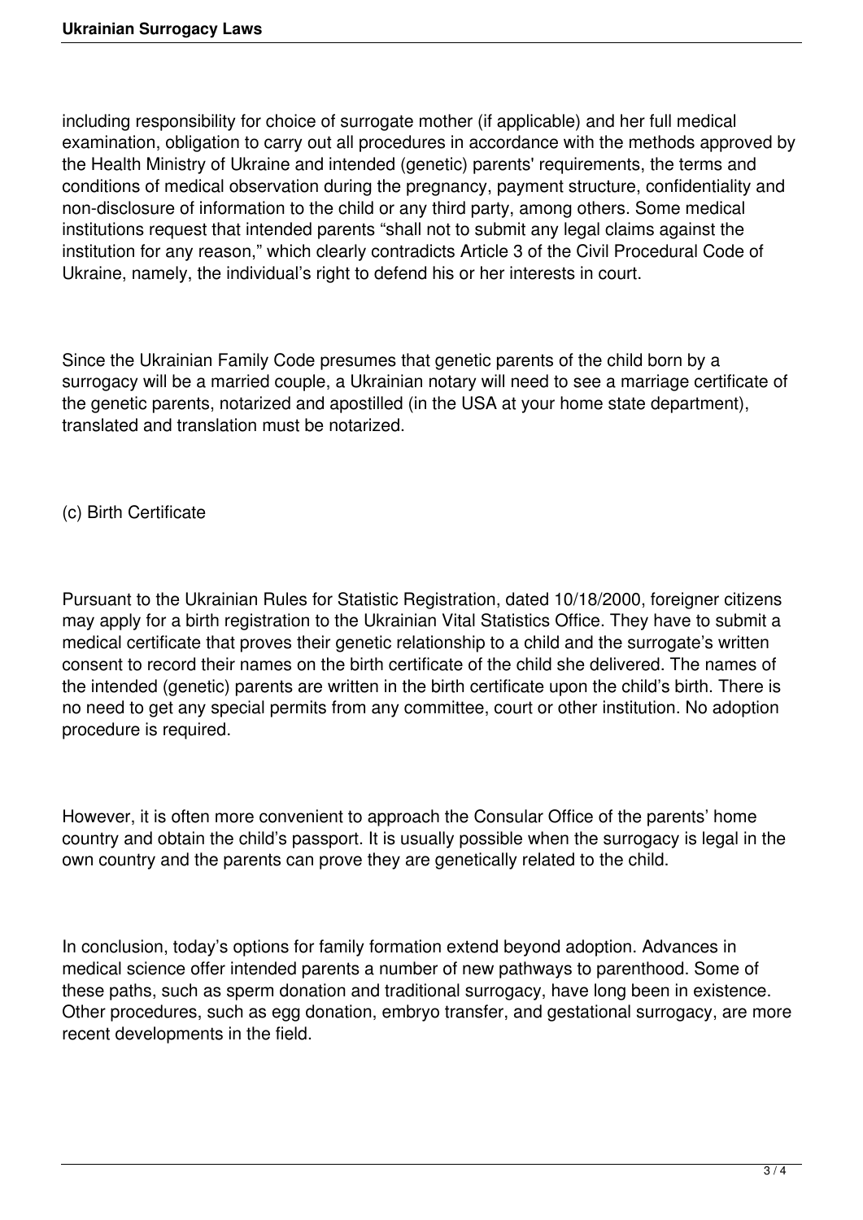including responsibility for choice of surrogate mother (if applicable) and her full medical examination, obligation to carry out all procedures in accordance with the methods approved by the Health Ministry of Ukraine and intended (genetic) parents' requirements, the terms and conditions of medical observation during the pregnancy, payment structure, confidentiality and non-disclosure of information to the child or any third party, among others. Some medical institutions request that intended parents "shall not to submit any legal claims against the institution for any reason," which clearly contradicts Article 3 of the Civil Procedural Code of Ukraine, namely, the individual's right to defend his or her interests in court.

Since the Ukrainian Family Code presumes that genetic parents of the child born by a surrogacy will be a married couple, a Ukrainian notary will need to see a marriage certificate of the genetic parents, notarized and apostilled (in the USA at your home state department), translated and translation must be notarized.

(c) Birth Certificate

Pursuant to the Ukrainian Rules for Statistic Registration, dated 10/18/2000, foreigner citizens may apply for a birth registration to the Ukrainian Vital Statistics Office. They have to submit a medical certificate that proves their genetic relationship to a child and the surrogate's written consent to record their names on the birth certificate of the child she delivered. The names of the intended (genetic) parents are written in the birth certificate upon the child's birth. There is no need to get any special permits from any committee, court or other institution. No adoption procedure is required.

However, it is often more convenient to approach the Consular Office of the parents' home country and obtain the child's passport. It is usually possible when the surrogacy is legal in the own country and the parents can prove they are genetically related to the child.

In conclusion, today's options for family formation extend beyond adoption. Advances in medical science offer intended parents a number of new pathways to parenthood. Some of these paths, such as sperm donation and traditional surrogacy, have long been in existence. Other procedures, such as egg donation, embryo transfer, and gestational surrogacy, are more recent developments in the field.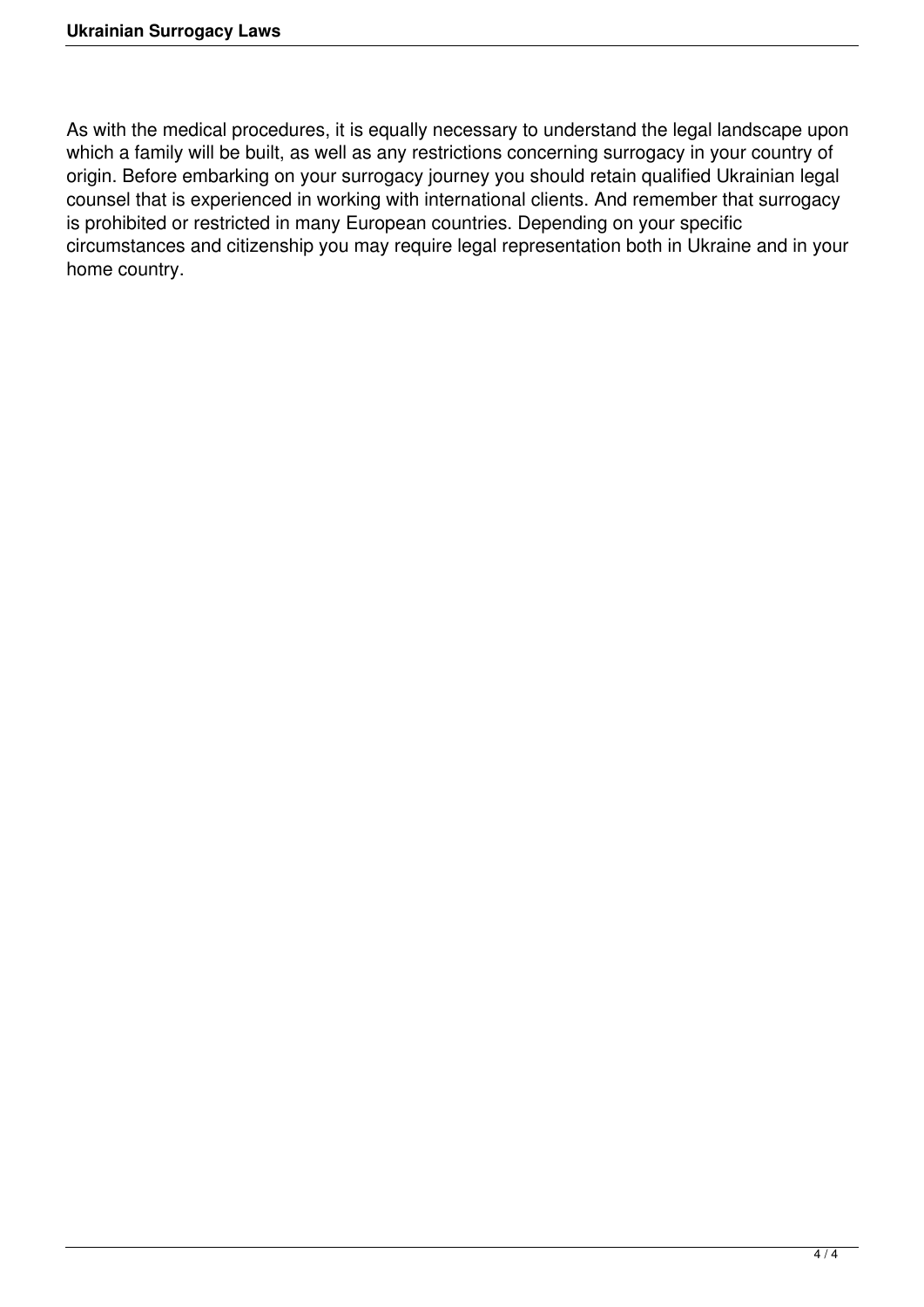As with the medical procedures, it is equally necessary to understand the legal landscape upon which a family will be built, as well as any restrictions concerning surrogacy in your country of origin. Before embarking on your surrogacy journey you should retain qualified Ukrainian legal counsel that is experienced in working with international clients. And remember that surrogacy is prohibited or restricted in many European countries. Depending on your specific circumstances and citizenship you may require legal representation both in Ukraine and in your home country.